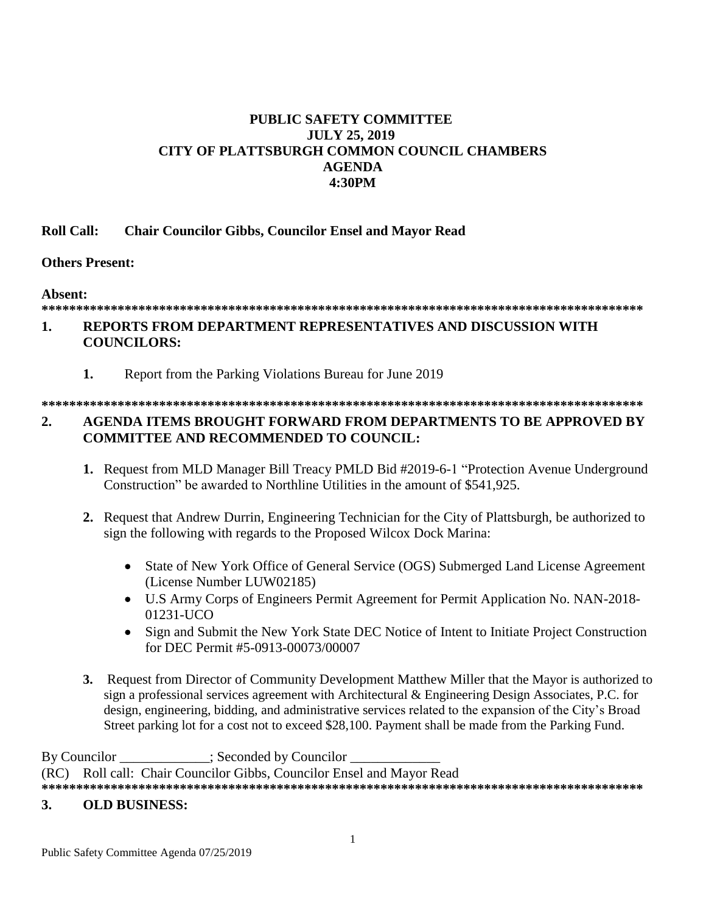# PUBLIC SAFETY COMMITTEE
# JULY 25, 2019
# CITY OF PLATTSBURGH COMMON COUNCIL CHAMBERS
# AGENDA
# 4:30PM

**Roll Call: Chair Councilor Gibbs, Councilor Ensel and Mayor Read**

**Others Present:**

**Absent:**

**************************************************************************************

## 1. REPORTS FROM DEPARTMENT REPRESENTATIVES AND DISCUSSION WITH COUNCILORS:

**1.** Report from the Parking Violations Bureau for June 2019

**************************************************************************************

## 2. AGENDA ITEMS BROUGHT FORWARD FROM DEPARTMENTS TO BE APPROVED BY COMMITTEE AND RECOMMENDED TO COUNCIL:

**1.** Request from MLD Manager Bill Treacy PMLD Bid #2019-6-1 "Protection Avenue Underground Construction" be awarded to Northline Utilities in the amount of $541,925.

**2.** Request that Andrew Durrin, Engineering Technician for the City of Plattsburgh, be authorized to sign the following with regards to the Proposed Wilcox Dock Marina:

- State of New York Office of General Service (OGS) Submerged Land License Agreement (License Number LUW02185)
- U.S Army Corps of Engineers Permit Agreement for Permit Application No. NAN-2018-01231-UCO
- Sign and Submit the New York State DEC Notice of Intent to Initiate Project Construction for DEC Permit #5-0913-00073/00007

**3.** Request from Director of Community Development Matthew Miller that the Mayor is authorized to sign a professional services agreement with Architectural & Engineering Design Associates, P.C. for design, engineering, bidding, and administrative services related to the expansion of the City's Broad Street parking lot for a cost not to exceed $28,100. Payment shall be made from the Parking Fund.

By Councilor _____________; Seconded by Councilor _____________

(RC) Roll call: Chair Councilor Gibbs, Councilor Ensel and Mayor Read

**************************************************************************************

## 3. OLD BUSINESS: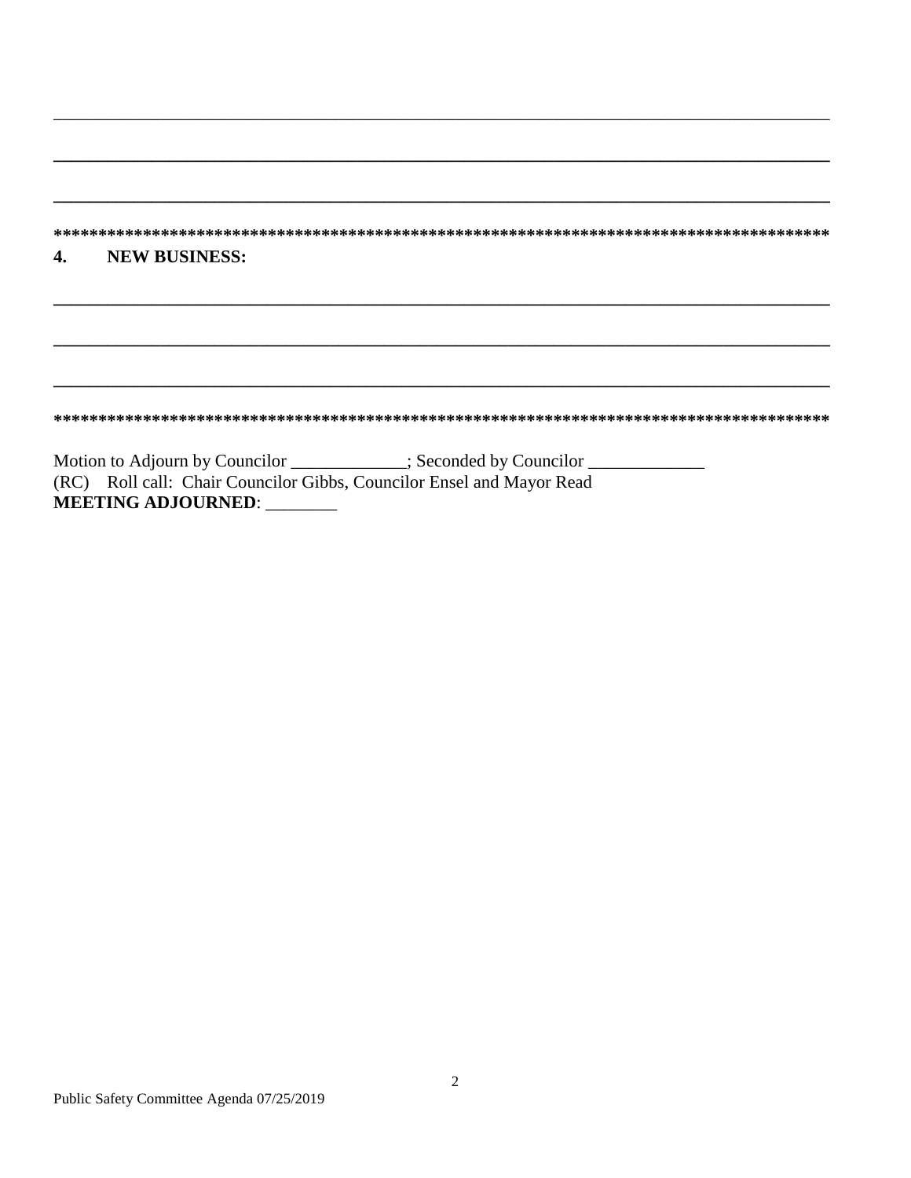\_\_\_\_\_\_\_\_\_\_\_\_\_\_\_\_\_\_\_\_\_\_\_\_\_\_\_\_\_\_\_\_\_\_\_\_\_\_\_\_\_\_\_\_\_\_\_\_\_\_\_\_\_\_\_\_\_\_\_\_\_\_\_\_\_\_\_\_\_\_\_\_\_\_\_\_

\_\_\_\_\_\_\_\_\_\_\_\_\_\_\_\_\_\_\_\_\_\_\_\_\_\_\_\_\_\_\_\_\_\_\_\_\_\_\_\_\_\_\_\_\_\_\_\_\_\_\_\_\_\_\_\_\_\_\_\_\_\_\_\_\_\_\_\_\_\_\_\_\_\_\_\_

\_\_\_\_\_\_\_\_\_\_\_\_\_\_\_\_\_\_\_\_\_\_\_\_\_\_\_\_\_\_\_\_\_\_\_\_\_\_\_\_\_\_\_\_\_\_\_\_\_\_\_\_\_\_\_\_\_\_\_\_\_\_\_\_\_\_\_\_\_\_\_\_\_\_\_\_

*******************************************************************************************

**4. NEW BUSINESS:**

\_\_\_\_\_\_\_\_\_\_\_\_\_\_\_\_\_\_\_\_\_\_\_\_\_\_\_\_\_\_\_\_\_\_\_\_\_\_\_\_\_\_\_\_\_\_\_\_\_\_\_\_\_\_\_\_\_\_\_\_\_\_\_\_\_\_\_\_\_\_\_\_\_\_\_\_

\_\_\_\_\_\_\_\_\_\_\_\_\_\_\_\_\_\_\_\_\_\_\_\_\_\_\_\_\_\_\_\_\_\_\_\_\_\_\_\_\_\_\_\_\_\_\_\_\_\_\_\_\_\_\_\_\_\_\_\_\_\_\_\_\_\_\_\_\_\_\_\_\_\_\_\_

\_\_\_\_\_\_\_\_\_\_\_\_\_\_\_\_\_\_\_\_\_\_\_\_\_\_\_\_\_\_\_\_\_\_\_\_\_\_\_\_\_\_\_\_\_\_\_\_\_\_\_\_\_\_\_\_\_\_\_\_\_\_\_\_\_\_\_\_\_\_\_\_\_\_\_\_

*******************************************************************************************

Motion to Adjourn by Councilor \_\_\_\_\_\_\_\_\_\_\_\_\_; Seconded by Councilor \_\_\_\_\_\_\_\_\_\_\_\_\_
(RC) Roll call: Chair Councilor Gibbs, Councilor Ensel and Mayor Read
**MEETING ADJOURNED**: \_\_\_\_\_\_\_\_